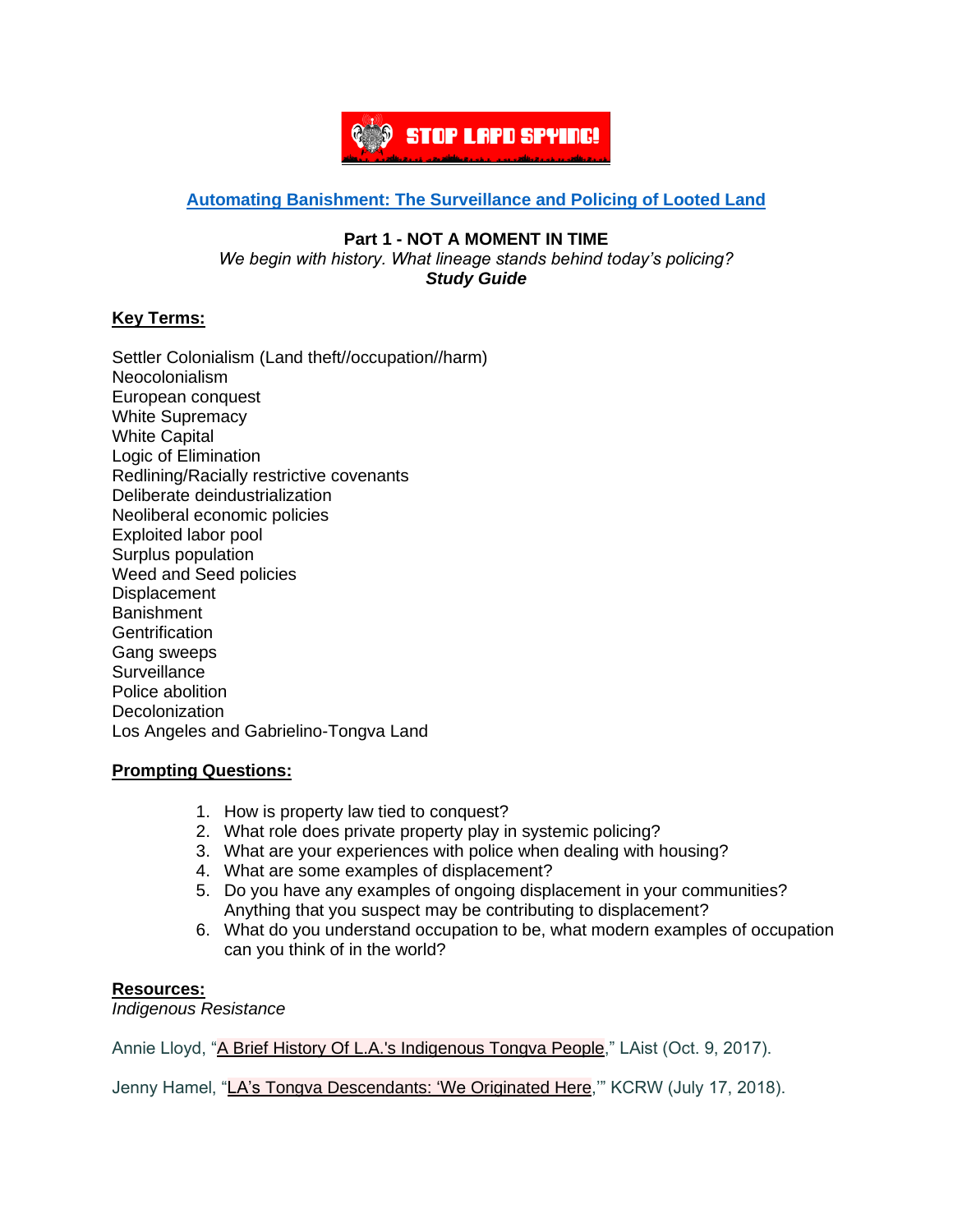STOP LAPD SPYING!

**Automating Banishment: The Surveillance and Policing of Looted Land**

**Part 1 - NOT A MOMENT IN TIME**

*We begin with history. What lineage stands behind today's policing?*

***Study Guide***

**Key Terms:**

Settler Colonialism (Land theft//occupation//harm)
Neocolonialism
European conquest
White Supremacy
White Capital
Logic of Elimination
Redlining/Racially restrictive covenants
Deliberate deindustrialization
Neoliberal economic policies
Exploited labor pool
Surplus population
Weed and Seed policies
Displacement
Banishment
Gentrification
Gang sweeps
Surveillance
Police abolition
Decolonization
Los Angeles and Gabrielino-Tongva Land

**Prompting Questions:**

1. How is property law tied to conquest?
2. What role does private property play in systemic policing?
3. What are your experiences with police when dealing with housing?
4. What are some examples of displacement?
5. Do you have any examples of ongoing displacement in your communities? Anything that you suspect may be contributing to displacement?
6. What do you understand occupation to be, what modern examples of occupation can you think of in the world?

**Resources:**

*Indigenous Resistance*

Annie Lloyd, "A Brief History Of L.A.'s Indigenous Tongva People," LAist (Oct. 9, 2017).

Jenny Hamel, "LA's Tongva Descendants: 'We Originated Here,'" KCRW (July 17, 2018).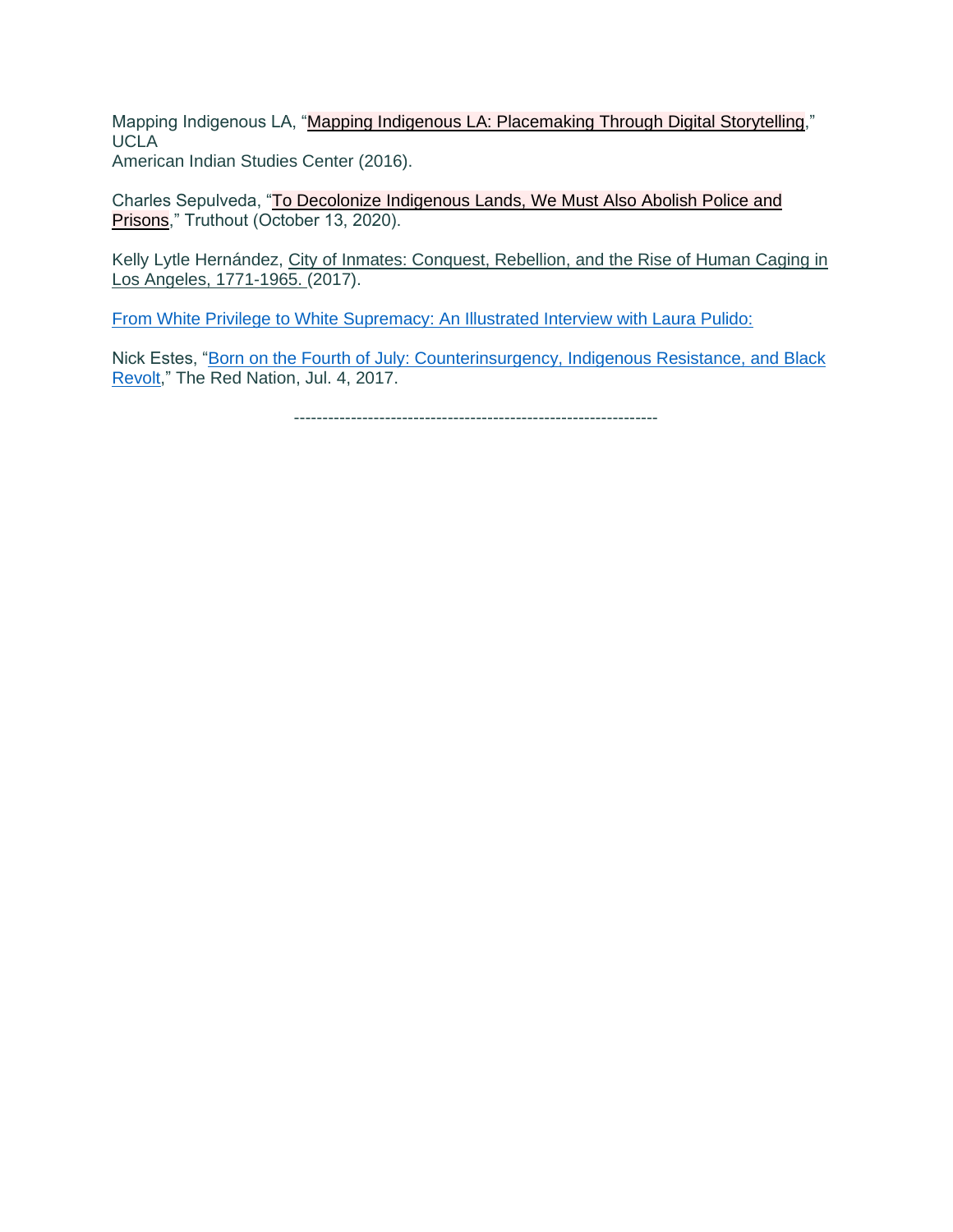Mapping Indigenous LA, "Mapping Indigenous LA: Placemaking Through Digital Storytelling," UCLA
American Indian Studies Center (2016).

Charles Sepulveda, "To Decolonize Indigenous Lands, We Must Also Abolish Police and Prisons," Truthout (October 13, 2020).

Kelly Lytle Hernández, City of Inmates: Conquest, Rebellion, and the Rise of Human Caging in Los Angeles, 1771-1965. (2017).

From White Privilege to White Supremacy: An Illustrated Interview with Laura Pulido:

Nick Estes, "Born on the Fourth of July: Counterinsurgency, Indigenous Resistance, and Black Revolt," The Red Nation, Jul. 4, 2017.

----------------------------------------------------------------